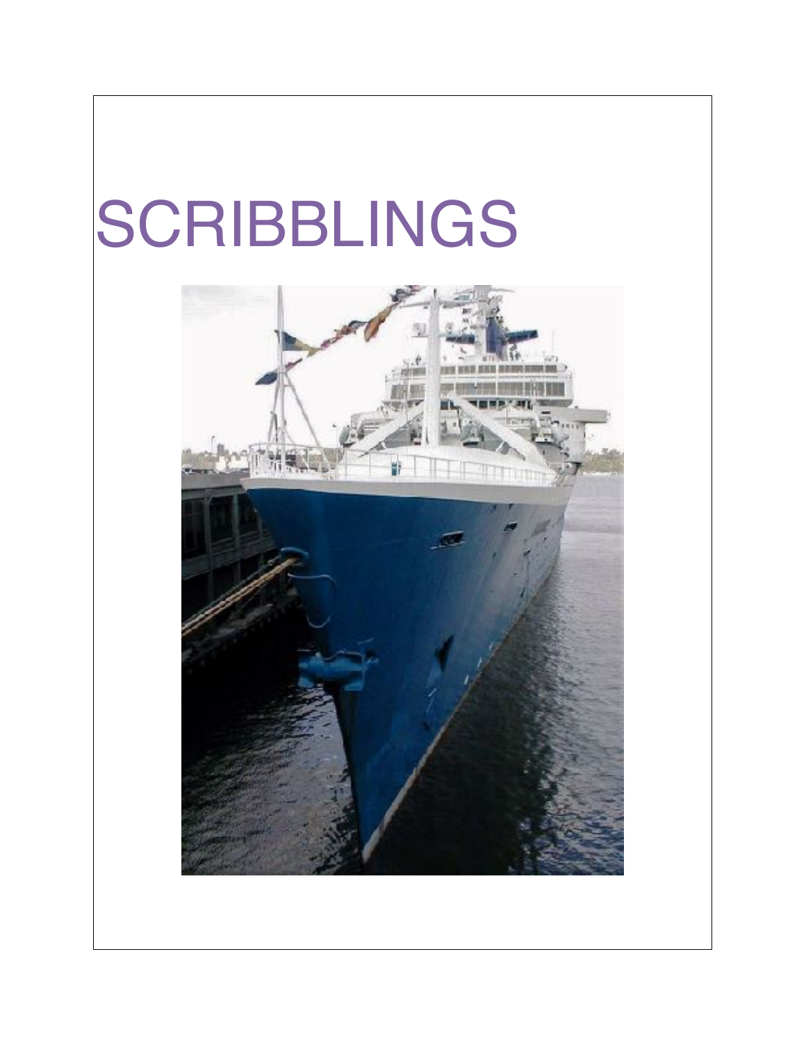# SCRIBBLINGS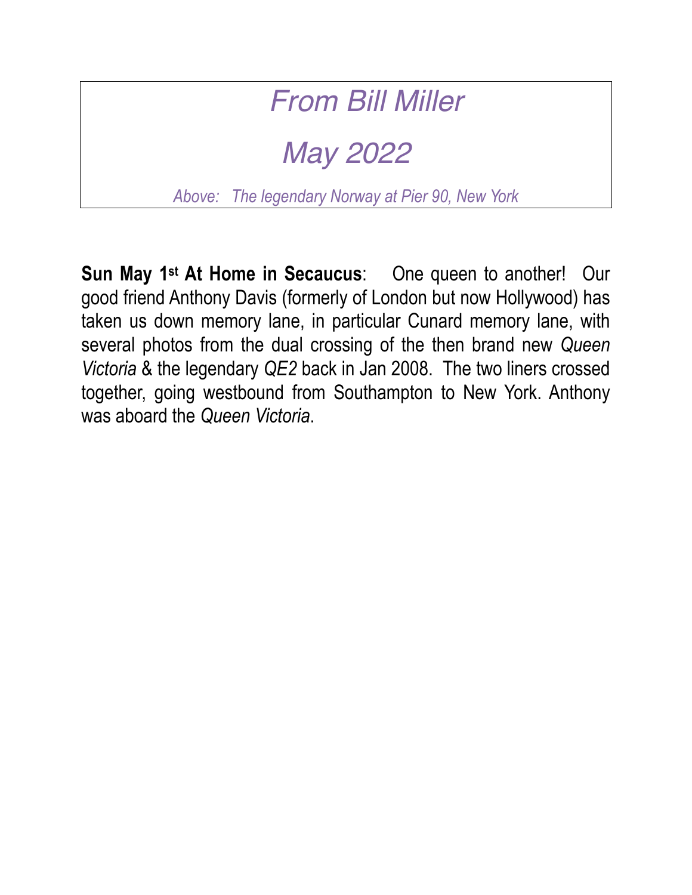# *From Bill Miller*

# *May 2022*

*Above: The legendary Norway at Pier 90, New York*

**Sun May 1st At Home in Secaucus**: One queen to another! Our good friend Anthony Davis (formerly of London but now Hollywood) has taken us down memory lane, in particular Cunard memory lane, with several photos from the dual crossing of the then brand new *Queen Victoria* & the legendary *QE2* back in Jan 2008. The two liners crossed together, going westbound from Southampton to New York. Anthony was aboard the *Queen Victoria*.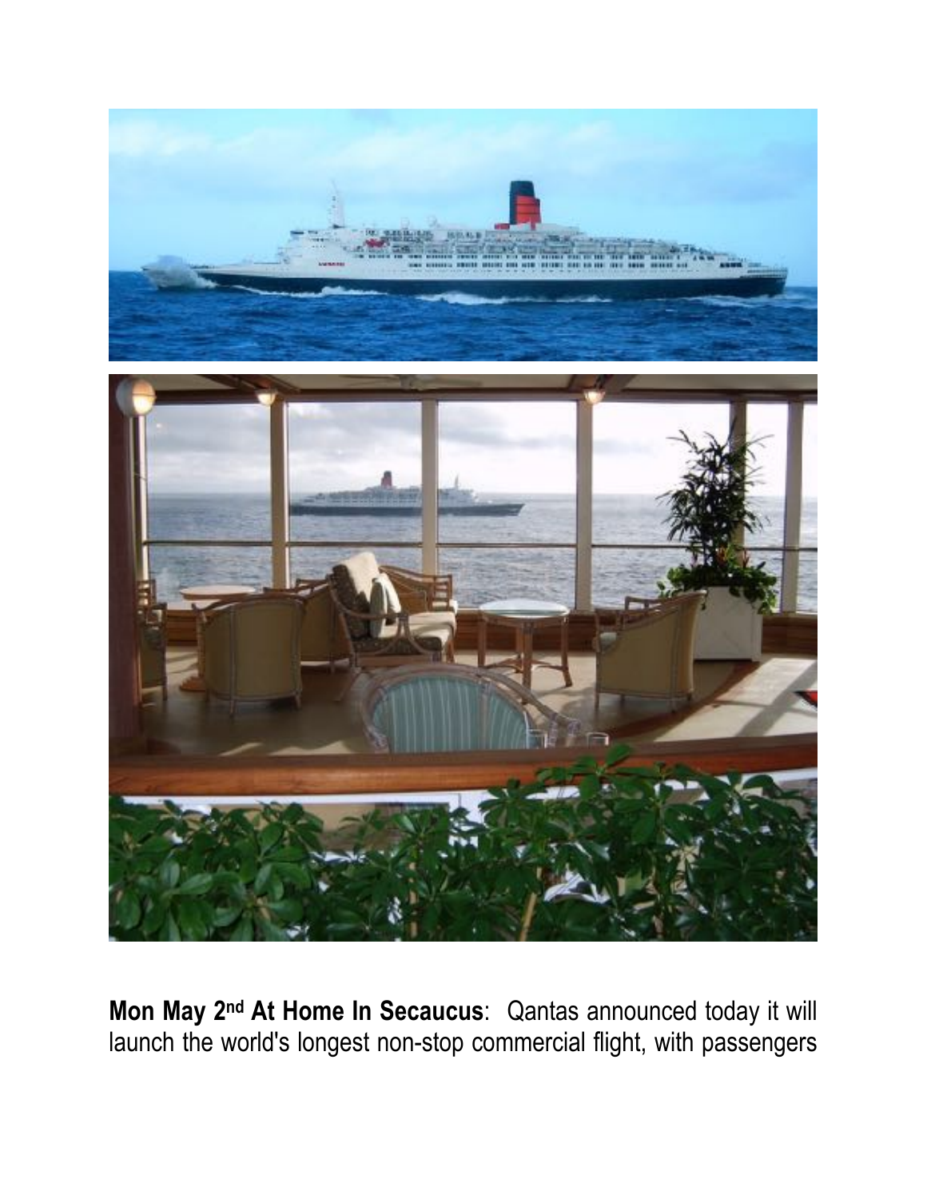**Mon May 2nd At Home In Secaucus**: Qantas announced today it will launch the world's longest non-stop commercial flight, with passengers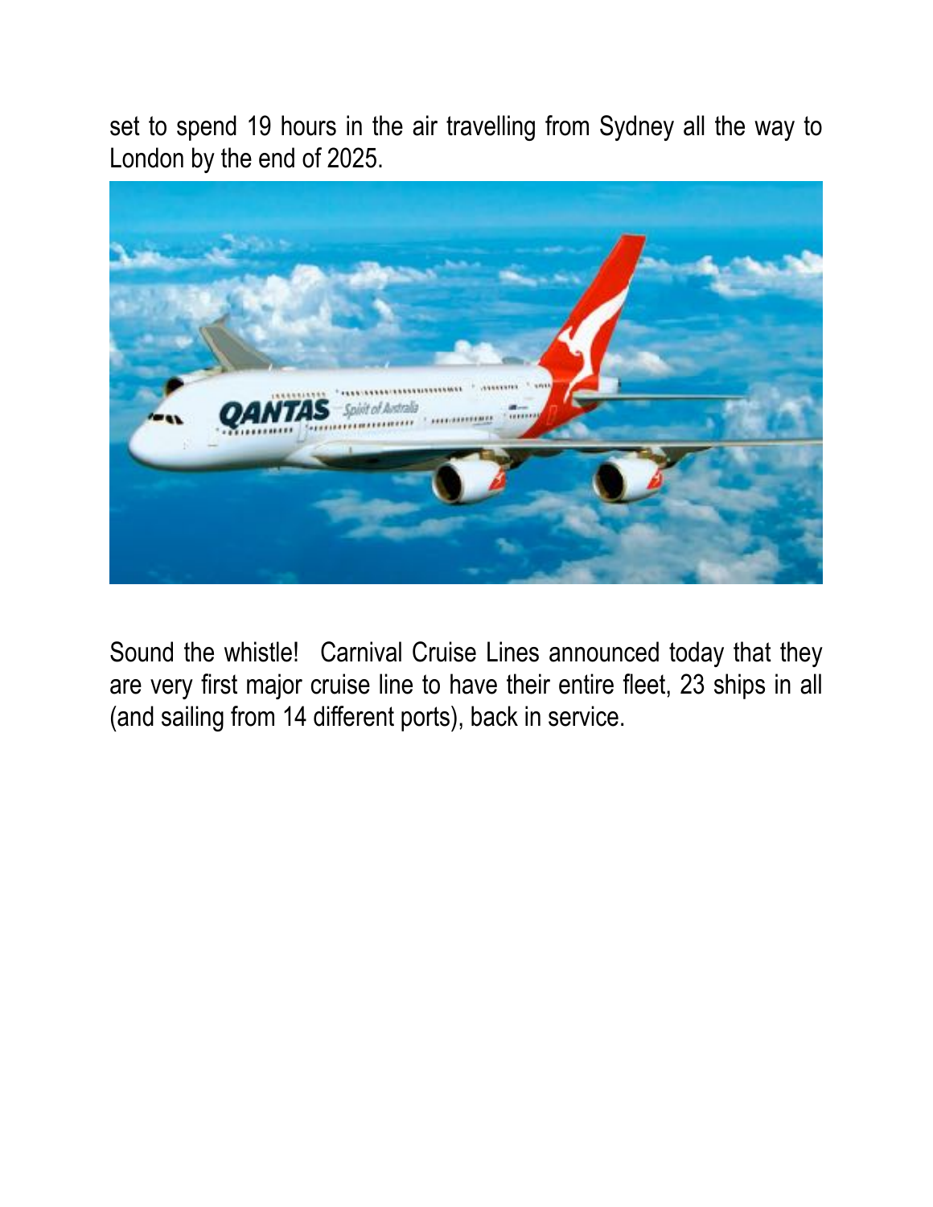set to spend 19 hours in the air travelling from Sydney all the way to London by the end of 2025.

Sound the whistle! Carnival Cruise Lines announced today that they are very first major cruise line to have their entire fleet, 23 ships in all (and sailing from 14 different ports), back in service.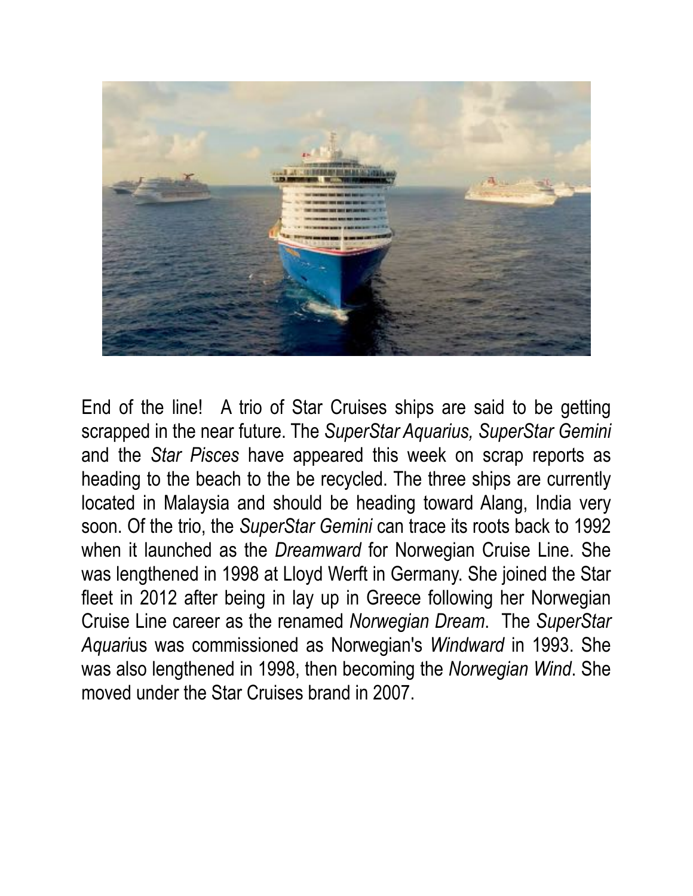End of the line! A trio of Star Cruises ships are said to be getting scrapped in the near future. The *SuperStar Aquarius, SuperStar Gemini* and the *Star Pisces* have appeared this week on scrap reports as heading to the beach to the be recycled. The three ships are currently located in Malaysia and should be heading toward Alang, India very soon. Of the trio, the *SuperStar Gemini* can trace its roots back to 1992 when it launched as the *Dreamward* for Norwegian Cruise Line. She was lengthened in 1998 at Lloyd Werft in Germany. She joined the Star fleet in 2012 after being in lay up in Greece following her Norwegian Cruise Line career as the renamed *Norwegian Dream*. The *SuperStar Aquari*us was commissioned as Norwegian's *Windward* in 1993. She was also lengthened in 1998, then becoming the *Norwegian Wind*. She moved under the Star Cruises brand in 2007.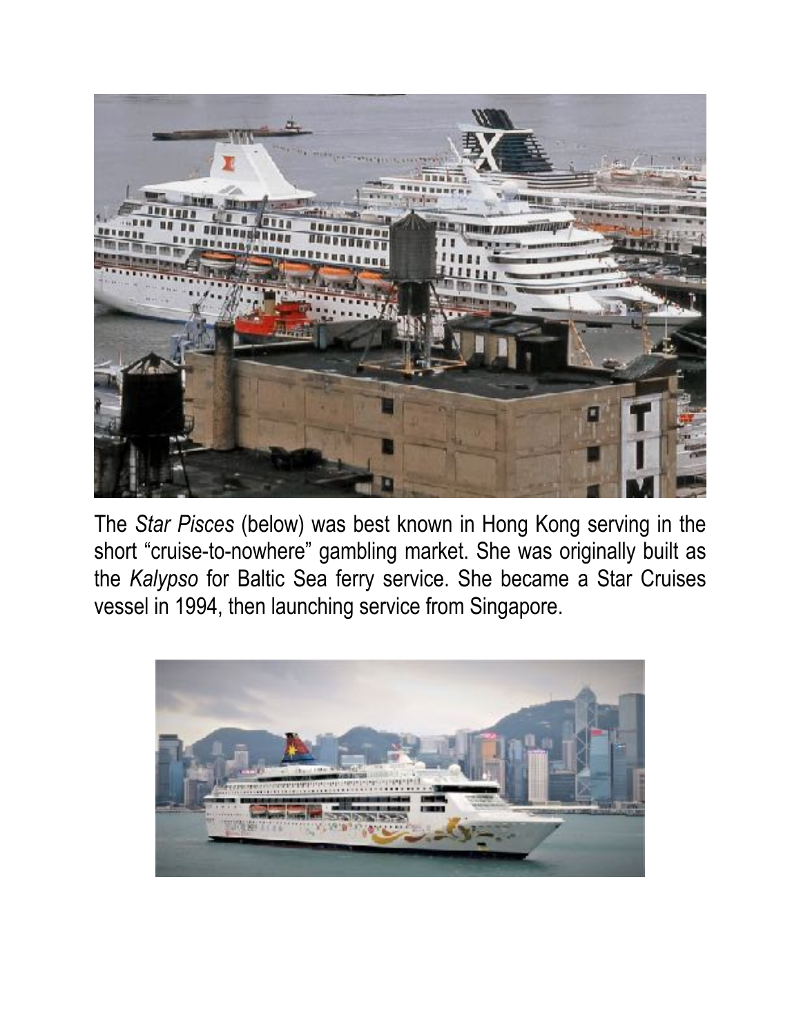The *Star Pisces* (below) was best known in Hong Kong serving in the short “cruise-to-nowhere” gambling market. She was originally built as the *Kalypso* for Baltic Sea ferry service. She became a Star Cruises vessel in 1994, then launching service from Singapore.